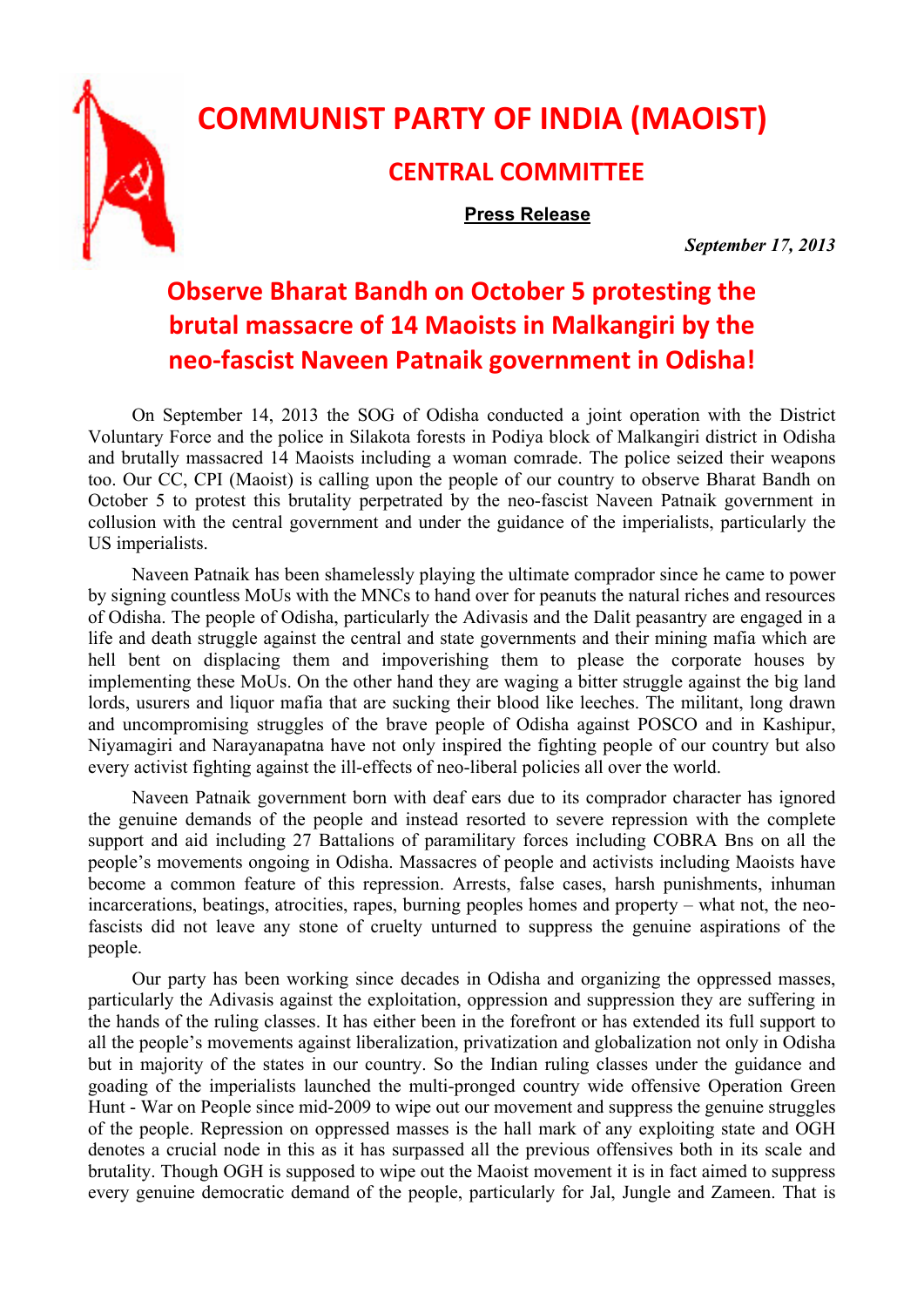# COMMUNIST PARTY OF INDIA (MAOIST)

## CENTRAL COMMITTEE

**Press Release**

*September 17, 2013*

## Observe Bharat Bandh on October 5 protesting the brutal massacre of 14 Maoists in Malkangiri by the neo-fascist Naveen Patnaik government in Odisha!

On September 14, 2013 the SOG of Odisha conducted a joint operation with the District Voluntary Force and the police in Silakota forests in Podiya block of Malkangiri district in Odisha and brutally massacred 14 Maoists including a woman comrade. The police seized their weapons too. Our CC, CPI (Maoist) is calling upon the people of our country to observe Bharat Bandh on October 5 to protest this brutality perpetrated by the neo-fascist Naveen Patnaik government in collusion with the central government and under the guidance of the imperialists, particularly the US imperialists.

Naveen Patnaik has been shamelessly playing the ultimate comprador since he came to power by signing countless MoUs with the MNCs to hand over for peanuts the natural riches and resources of Odisha. The people of Odisha, particularly the Adivasis and the Dalit peasantry are engaged in a life and death struggle against the central and state governments and their mining mafia which are hell bent on displacing them and impoverishing them to please the corporate houses by implementing these MoUs. On the other hand they are waging a bitter struggle against the big land lords, usurers and liquor mafia that are sucking their blood like leeches. The militant, long drawn and uncompromising struggles of the brave people of Odisha against POSCO and in Kashipur, Niyamagiri and Narayanapatna have not only inspired the fighting people of our country but also every activist fighting against the ill-effects of neo-liberal policies all over the world.

Naveen Patnaik government born with deaf ears due to its comprador character has ignored the genuine demands of the people and instead resorted to severe repression with the complete support and aid including 27 Battalions of paramilitary forces including COBRA Bns on all the people's movements ongoing in Odisha. Massacres of people and activists including Maoists have become a common feature of this repression. Arrests, false cases, harsh punishments, inhuman incarcerations, beatings, atrocities, rapes, burning peoples homes and property – what not, the neo-fascists did not leave any stone of cruelty unturned to suppress the genuine aspirations of the people.

Our party has been working since decades in Odisha and organizing the oppressed masses, particularly the Adivasis against the exploitation, oppression and suppression they are suffering in the hands of the ruling classes. It has either been in the forefront or has extended its full support to all the people's movements against liberalization, privatization and globalization not only in Odisha but in majority of the states in our country. So the Indian ruling classes under the guidance and goading of the imperialists launched the multi-pronged country wide offensive Operation Green Hunt - War on People since mid-2009 to wipe out our movement and suppress the genuine struggles of the people. Repression on oppressed masses is the hall mark of any exploiting state and OGH denotes a crucial node in this as it has surpassed all the previous offensives both in its scale and brutality. Though OGH is supposed to wipe out the Maoist movement it is in fact aimed to suppress every genuine democratic demand of the people, particularly for Jal, Jungle and Zameen. That is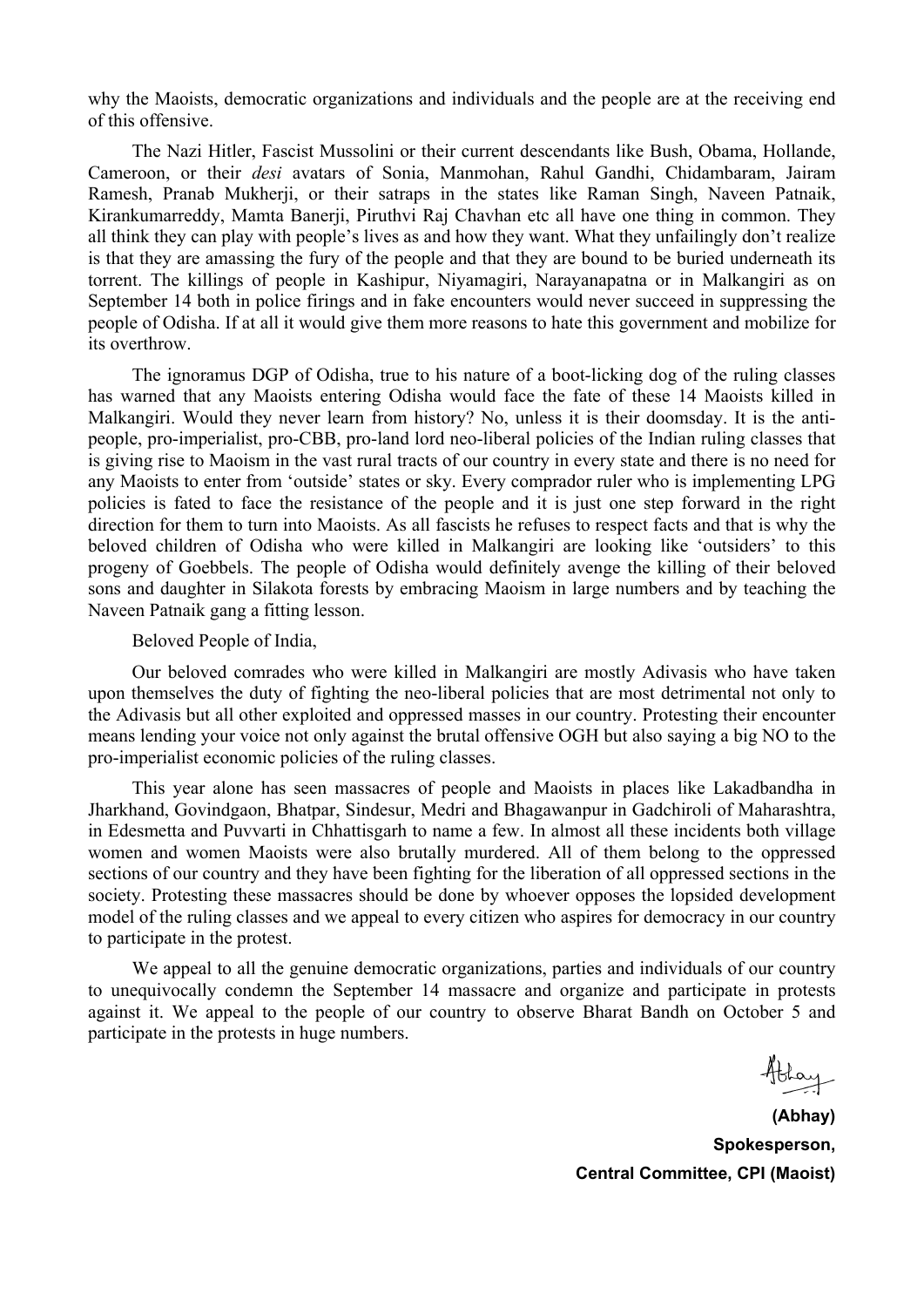why the Maoists, democratic organizations and individuals and the people are at the receiving end of this offensive.

The Nazi Hitler, Fascist Mussolini or their current descendants like Bush, Obama, Hollande, Cameroon, or their *desi* avatars of Sonia, Manmohan, Rahul Gandhi, Chidambaram, Jairam Ramesh, Pranab Mukherji, or their satraps in the states like Raman Singh, Naveen Patnaik, Kirankumarreddy, Mamta Banerji, Piruthvi Raj Chavhan etc all have one thing in common. They all think they can play with people's lives as and how they want. What they unfailingly don't realize is that they are amassing the fury of the people and that they are bound to be buried underneath its torrent. The killings of people in Kashipur, Niyamagiri, Narayanapatna or in Malkangiri as on September 14 both in police firings and in fake encounters would never succeed in suppressing the people of Odisha. If at all it would give them more reasons to hate this government and mobilize for its overthrow.

The ignoramus DGP of Odisha, true to his nature of a boot-licking dog of the ruling classes has warned that any Maoists entering Odisha would face the fate of these 14 Maoists killed in Malkangiri. Would they never learn from history? No, unless it is their doomsday. It is the anti-people, pro-imperialist, pro-CBB, pro-land lord neo-liberal policies of the Indian ruling classes that is giving rise to Maoism in the vast rural tracts of our country in every state and there is no need for any Maoists to enter from 'outside' states or sky. Every comprador ruler who is implementing LPG policies is fated to face the resistance of the people and it is just one step forward in the right direction for them to turn into Maoists. As all fascists he refuses to respect facts and that is why the beloved children of Odisha who were killed in Malkangiri are looking like 'outsiders' to this progeny of Goebbels. The people of Odisha would definitely avenge the killing of their beloved sons and daughter in Silakota forests by embracing Maoism in large numbers and by teaching the Naveen Patnaik gang a fitting lesson.

Beloved People of India,

Our beloved comrades who were killed in Malkangiri are mostly Adivasis who have taken upon themselves the duty of fighting the neo-liberal policies that are most detrimental not only to the Adivasis but all other exploited and oppressed masses in our country. Protesting their encounter means lending your voice not only against the brutal offensive OGH but also saying a big NO to the pro-imperialist economic policies of the ruling classes.

This year alone has seen massacres of people and Maoists in places like Lakadbandha in Jharkhand, Govindgaon, Bhatpar, Sindesur, Medri and Bhagawanpur in Gadchiroli of Maharashtra, in Edesmetta and Puvvarti in Chhattisgarh to name a few. In almost all these incidents both village women and women Maoists were also brutally murdered. All of them belong to the oppressed sections of our country and they have been fighting for the liberation of all oppressed sections in the society. Protesting these massacres should be done by whoever opposes the lopsided development model of the ruling classes and we appeal to every citizen who aspires for democracy in our country to participate in the protest.

We appeal to all the genuine democratic organizations, parties and individuals of our country to unequivocally condemn the September 14 massacre and organize and participate in protests against it. We appeal to the people of our country to observe Bharat Bandh on October 5 and participate in the protests in huge numbers.

Abhay

**(Abhay)**
**Spokesperson,**
**Central Committee, CPI (Maoist)**